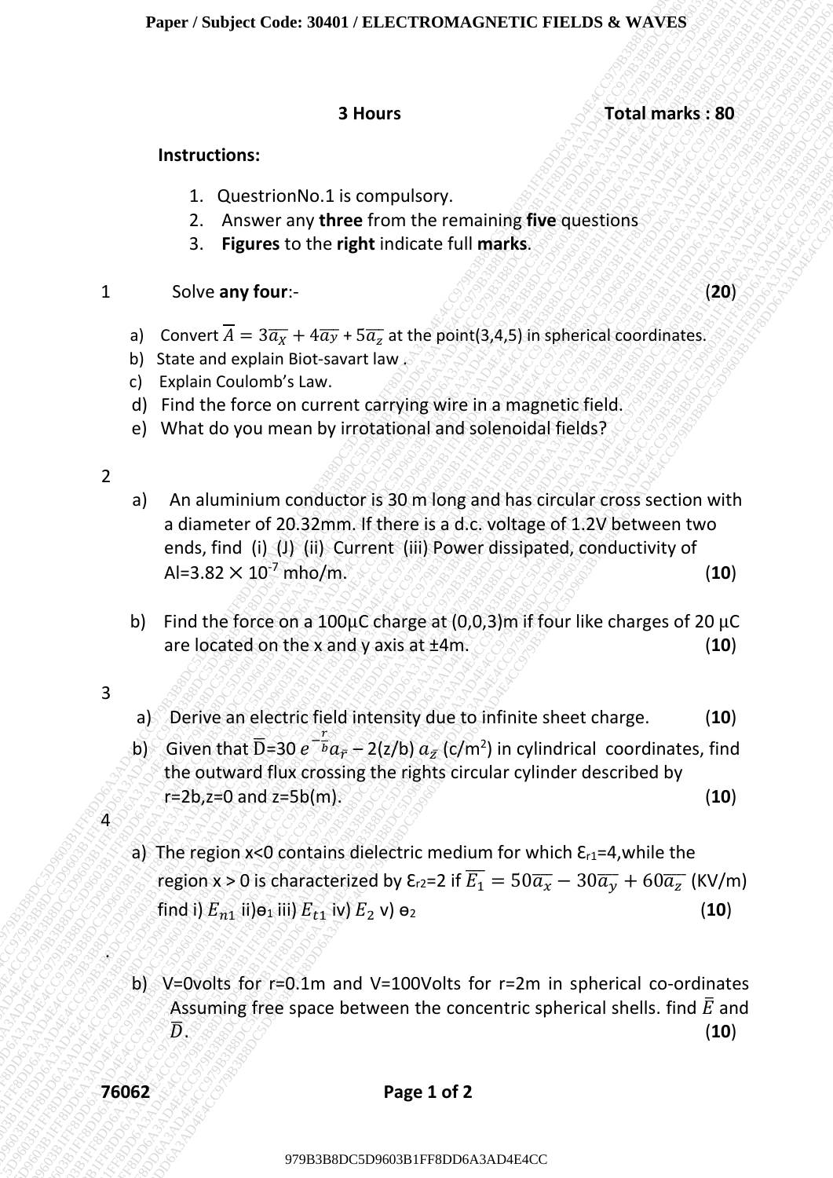**3 Hours** **Total marks : 80**

**Instructions:**

1. QuestrionNo.1 is compulsory.
2. Answer any **three** from the remaining **five** questions
3. **Figures** to the **right** indicate full **marks**.

1 Solve **any four**:- (**20**)

a) Convert $\overline{A} = 3\overline{a_X} + 4\overline{a_Y} + 5\overline{a_z}$ at the point(3,4,5) in spherical coordinates.

b) State and explain Biot-savart law .

c) Explain Coulomb's Law.

d) Find the force on current carrying wire in a magnetic field.

e) What do you mean by irrotational and solenoidal fields?

2

a) An aluminium conductor is 30 m long and has circular cross section with a diameter of 20.32mm. If there is a d.c. voltage of 1.2V between two ends, find (i) (J) (ii) Current (iii) Power dissipated, conductivity of Al=3.82 × $10^{-7}$ mho/m. (**10**)

b) Find the force on a 100μC charge at (0,0,3)m if four like charges of 20 μC are located on the x and y axis at ±4m. (**10**)

3

a) Derive an electric field intensity due to infinite sheet charge. (**10**)

b) Given that $\overline{D}=30\, e^{-\frac{r}{b}} \overline{a_r} - 2(z/b)\, \overline{a_z}$ (c/m$^2$) in cylindrical coordinates, find the outward flux crossing the rights circular cylinder described by r=2b,z=0 and z=5b(m). (**10**)

4

a) The region x<0 contains dielectric medium for which $\varepsilon_{r1}$=4,while the region x > 0 is characterized by $\varepsilon_{r2}$=2 if $\overline{E_1} = 50\overline{a_x} - 30\overline{a_y} + 60\overline{a_z}$ (KV/m) find i) $E_{n1}$ ii)$\theta_1$ iii) $E_{t1}$ iv) $E_2$ v) $\theta_2$ (**10**)

b) V=0volts for r=0.1m and V=100Volts for r=2m in spherical co-ordinates Assuming free space between the concentric spherical shells. find $\overline{E}$ and $\overline{D}$. (**10**)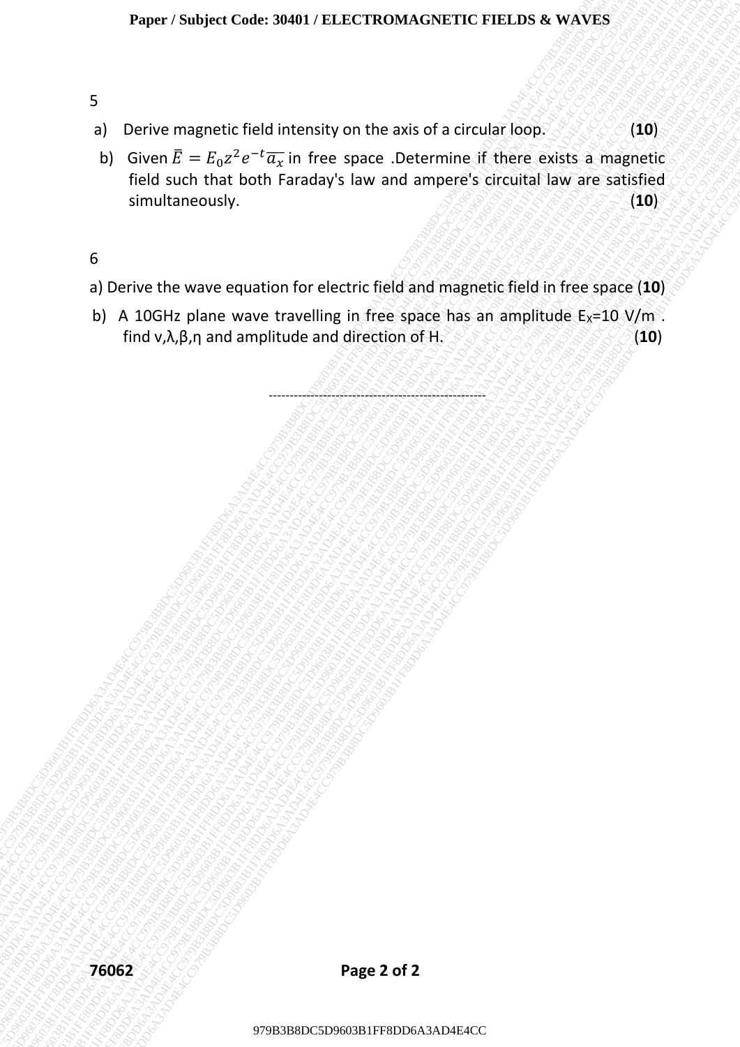5

a) Derive magnetic field intensity on the axis of a circular loop. (**10**)

b) Given $\bar{E} = E_0 z^2 e^{-t} \overline{a_x}$ in free space .Determine if there exists a magnetic field such that both Faraday's law and ampere's circuital law are satisfied simultaneously. (**10**)

6

a) Derive the wave equation for electric field and magnetic field in free space (**10**)

b) A 10GHz plane wave travelling in free space has an amplitude $E_X$=10 V/m . find v,λ,β,η and amplitude and direction of H. (**10**)

------------------------------------------------------------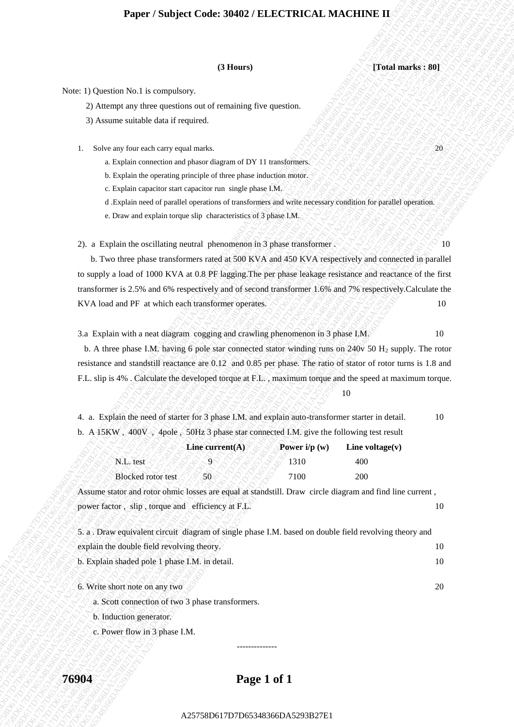# Paper / Subject Code: 30402 / ELECTRICAL MACHINE II

**(3 Hours)** **[Total marks : 80]**

Note: 1) Question No.1 is compulsory.

2) Attempt any three questions out of remaining five question.

3) Assume suitable data if required.

1. Solve any four each carry equal marks. 20

   a. Explain connection and phasor diagram of DY 11 transformers.

   b. Explain the operating principle of three phase induction motor.

   c. Explain capacitor start capacitor run single phase I.M.

   d .Explain need of parallel operations of transformers and write necessary condition for parallel operation.

   e. Draw and explain torque slip characteristics of 3 phase I.M.

2). a Explain the oscillating neutral phenomenon in 3 phase transformer . 10

b. Two three phase transformers rated at 500 KVA and 450 KVA respectively and connected in parallel to supply a load of 1000 KVA at 0.8 PF lagging.The per phase leakage resistance and reactance of the first transformer is 2.5% and 6% respectively and of second transformer 1.6% and 7% respectively.Calculate the KVA load and PF at which each transformer operates. 10

3.a Explain with a neat diagram cogging and crawling phenomenon in 3 phase I.M. 10

b. A three phase I.M. having 6 pole star connected stator winding runs on 240v 50 $H_2$ supply. The rotor resistance and standstill reactance are 0.12 and 0.85 per phase. The ratio of stator of rotor turns is 1.8 and F.L. slip is 4% . Calculate the developed torque at F.L. , maximum torque and the speed at maximum torque. 10

4. a. Explain the need of starter for 3 phase I.M. and explain auto-transformer starter in detail. 10

b. A 15KW , 400V , 4pole , 50Hz 3 phase star connected I.M. give the following test result

| | Line current(A) | Power i/p (w) | Line voltage(v) |
|---|---|---|---|
| N.L. test | 9 | 1310 | 400 |
| Blocked rotor test | 50 | 7100 | 200 |

Assume stator and rotor ohmic losses are equal at standstill. Draw circle diagram and find line current , power factor , slip , torque and efficiency at F.L. 10

5. a . Draw equivalent circuit diagram of single phase I.M. based on double field revolving theory and explain the double field revolving theory. 10

b. Explain shaded pole 1 phase I.M. in detail. 10

6. Write short note on any two 20

   a. Scott connection of two 3 phase transformers.

   b. Induction generator.

   c. Power flow in 3 phase I.M.

--------------

76904

A25758D617D7D65348366DA5293B27E1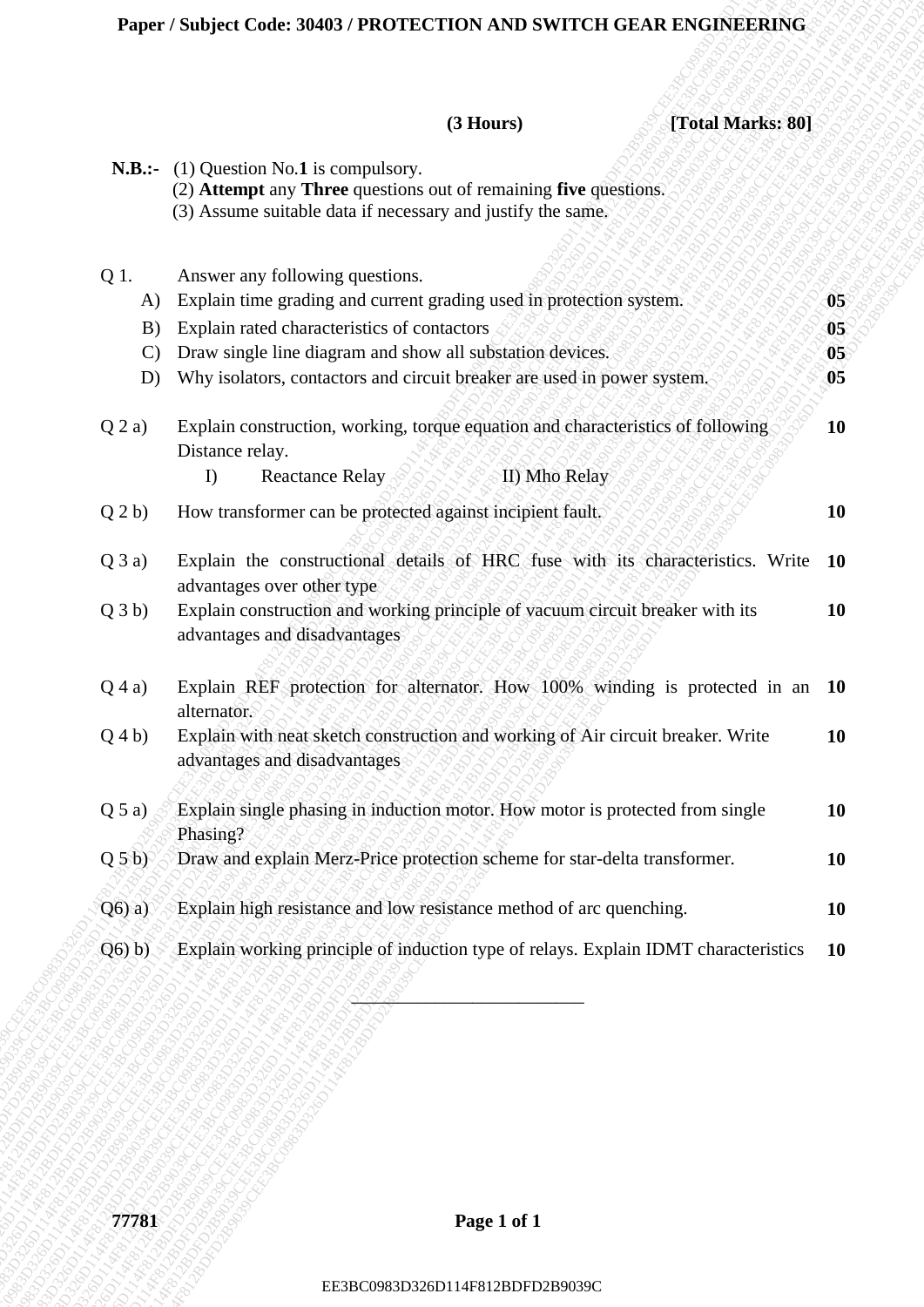**Paper / Subject Code: 30403 / PROTECTION AND SWITCH GEAR ENGINEERING**

**(3 Hours)** **[Total Marks: 80]**

**N.B.:-** (1) Question No.**1** is compulsory.
(2) **Attempt** any **Three** questions out of remaining **five** questions.
(3) Assume suitable data if necessary and justify the same.

| | | |
|---|---|---|
| Q 1. | Answer any following questions. | |
| A) | Explain time grading and current grading used in protection system. | 05 |
| B) | Explain rated characteristics of contactors | 05 |
| C) | Draw single line diagram and show all substation devices. | 05 |
| D) | Why isolators, contactors and circuit breaker are used in power system. | 05 |
| Q 2 a) | Explain construction, working, torque equation and characteristics of following Distance relay. I) Reactance Relay II) Mho Relay | 10 |
| Q 2 b) | How transformer can be protected against incipient fault. | 10 |
| Q 3 a) | Explain the constructional details of HRC fuse with its characteristics. Write advantages over other type | 10 |
| Q 3 b) | Explain construction and working principle of vacuum circuit breaker with its advantages and disadvantages | 10 |
| Q 4 a) | Explain REF protection for alternator. How 100% winding is protected in an alternator. | 10 |
| Q 4 b) | Explain with neat sketch construction and working of Air circuit breaker. Write advantages and disadvantages | 10 |
| Q 5 a) | Explain single phasing in induction motor. How motor is protected from single Phasing? | 10 |
| Q 5 b) | Draw and explain Merz-Price protection scheme for star-delta transformer. | 10 |
| Q6) a) | Explain high resistance and low resistance method of arc quenching. | 10 |
| Q6) b) | Explain working principle of induction type of relays. Explain IDMT characteristics | 10 |

---

77781

EE3BC0983D326D114F812BDFD2B9039C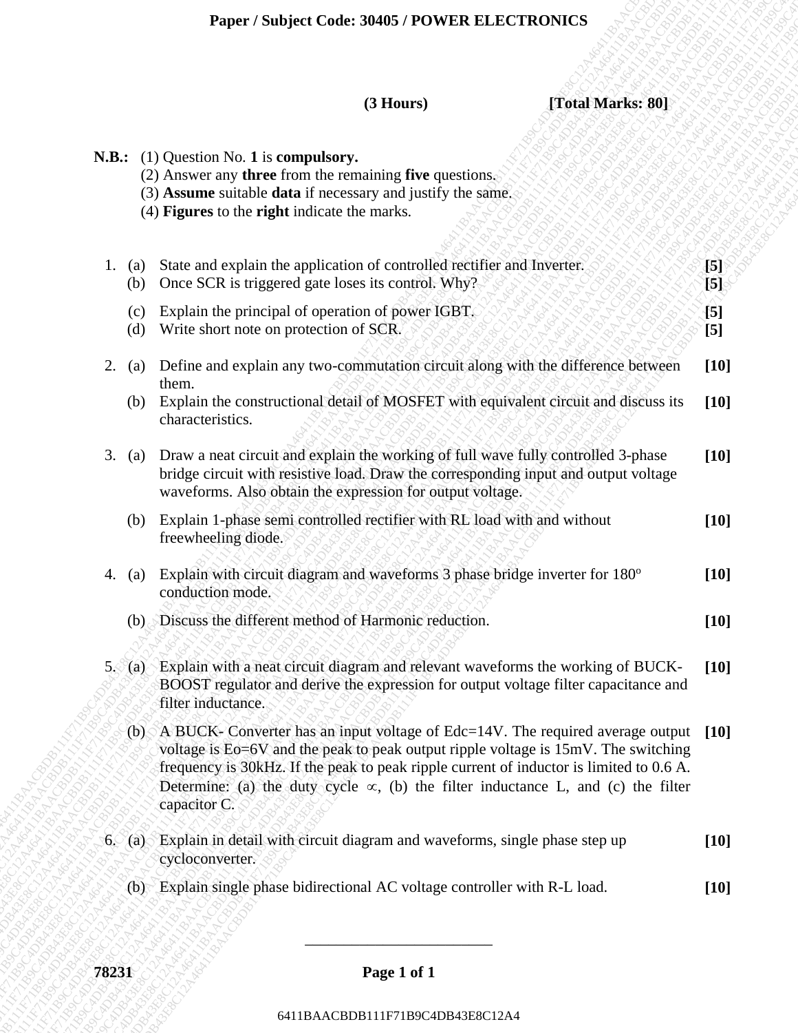**Paper / Subject Code: 30405 / POWER ELECTRONICS**

**(3 Hours)** **[Total Marks: 80]**

**N.B.:** (1) Question No. **1** is **compulsory.**
(2) Answer any **three** from the remaining **five** questions.
(3) **Assume** suitable **data** if necessary and justify the same.
(4) **Figures** to the **right** indicate the marks.

1. (a) State and explain the application of controlled rectifier and Inverter. **[5]**
   (b) Once SCR is triggered gate loses its control. Why? **[5]**
   (c) Explain the principal of operation of power IGBT. **[5]**
   (d) Write short note on protection of SCR. **[5]**

2. (a) Define and explain any two-commutation circuit along with the difference between them. **[10]**
   (b) Explain the constructional detail of MOSFET with equivalent circuit and discuss its characteristics. **[10]**

3. (a) Draw a neat circuit and explain the working of full wave fully controlled 3-phase bridge circuit with resistive load. Draw the corresponding input and output voltage waveforms. Also obtain the expression for output voltage. **[10]**
   (b) Explain 1-phase semi controlled rectifier with RL load with and without freewheeling diode. **[10]**

4. (a) Explain with circuit diagram and waveforms 3 phase bridge inverter for $180^o$ conduction mode. **[10]**
   (b) Discuss the different method of Harmonic reduction. **[10]**

5. (a) Explain with a neat circuit diagram and relevant waveforms the working of BUCK-BOOST regulator and derive the expression for output voltage filter capacitance and filter inductance. **[10]**
   (b) A BUCK- Converter has an input voltage of Edc=14V. The required average output voltage is Eo=6V and the peak to peak output ripple voltage is 15mV. The switching frequency is 30kHz. If the peak to peak ripple current of inductor is limited to 0.6 A. Determine: (a) the duty cycle $\propto$, (b) the filter inductance L, and (c) the filter capacitor C. **[10]**

6. (a) Explain in detail with circuit diagram and waveforms, single phase step up cycloconverter. **[10]**
   (b) Explain single phase bidirectional AC voltage controller with R-L load. **[10]**

---

78231

6411BAACBDB111F71B9C4DB43E8C12A4